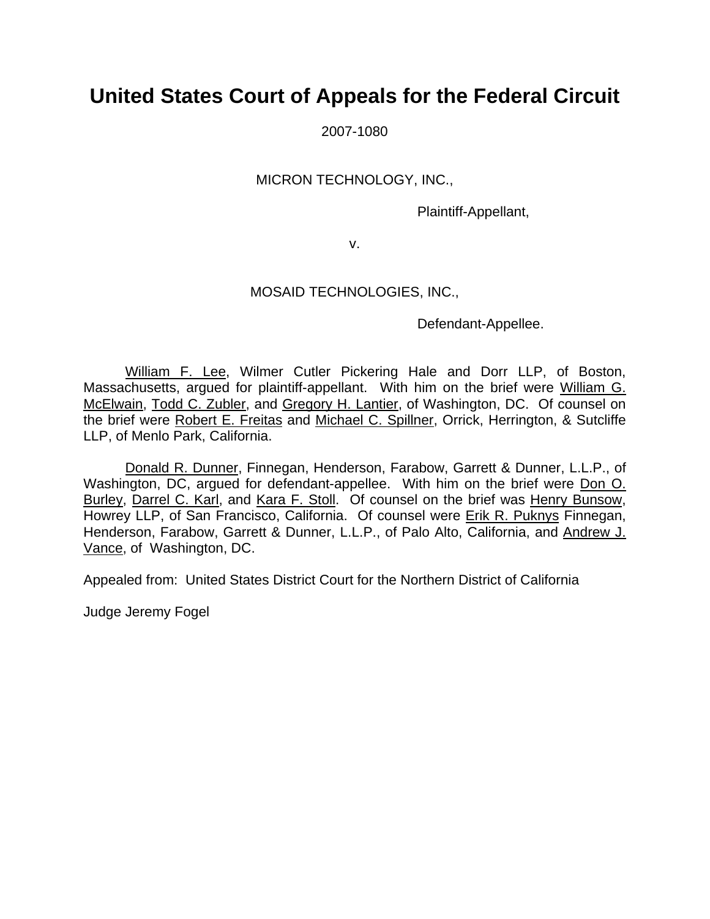# United States Court of Appeals for the Federal Circuit

2007-1080

MICRON TECHNOLOGY, INC.,

Plaintiff-Appellant,

v.

MOSAID TECHNOLOGIES, INC.,

Defendant-Appellee.

William F. Lee, Wilmer Cutler Pickering Hale and Dorr LLP, of Boston, Massachusetts, argued for plaintiff-appellant. With him on the brief were William G. McElwain, Todd C. Zubler, and Gregory H. Lantier, of Washington, DC. Of counsel on the brief were Robert E. Freitas and Michael C. Spillner, Orrick, Herrington, & Sutcliffe LLP, of Menlo Park, California.

Donald R. Dunner, Finnegan, Henderson, Farabow, Garrett & Dunner, L.L.P., of Washington, DC, argued for defendant-appellee. With him on the brief were Don O. Burley, Darrel C. Karl, and Kara F. Stoll. Of counsel on the brief was Henry Bunsow, Howrey LLP, of San Francisco, California. Of counsel were Erik R. Puknys Finnegan, Henderson, Farabow, Garrett & Dunner, L.L.P., of Palo Alto, California, and Andrew J. Vance, of Washington, DC.

Appealed from: United States District Court for the Northern District of California

Judge Jeremy Fogel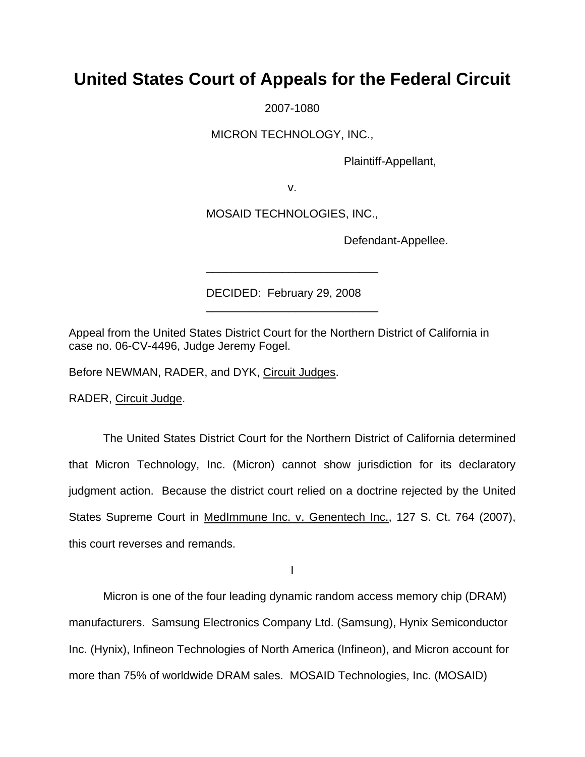# United States Court of Appeals for the Federal Circuit

2007-1080

MICRON TECHNOLOGY, INC.,

Plaintiff-Appellant,

v.

MOSAID TECHNOLOGIES, INC.,

Defendant-Appellee.

---

DECIDED: February 29, 2008

---

Appeal from the United States District Court for the Northern District of California in case no. 06-CV-4496, Judge Jeremy Fogel.

Before NEWMAN, RADER, and DYK, Circuit Judges.

RADER, Circuit Judge.

The United States District Court for the Northern District of California determined that Micron Technology, Inc. (Micron) cannot show jurisdiction for its declaratory judgment action. Because the district court relied on a doctrine rejected by the United States Supreme Court in MedImmune Inc. v. Genentech Inc., 127 S. Ct. 764 (2007), this court reverses and remands.

I

Micron is one of the four leading dynamic random access memory chip (DRAM) manufacturers. Samsung Electronics Company Ltd. (Samsung), Hynix Semiconductor Inc. (Hynix), Infineon Technologies of North America (Infineon), and Micron account for more than 75% of worldwide DRAM sales. MOSAID Technologies, Inc. (MOSAID)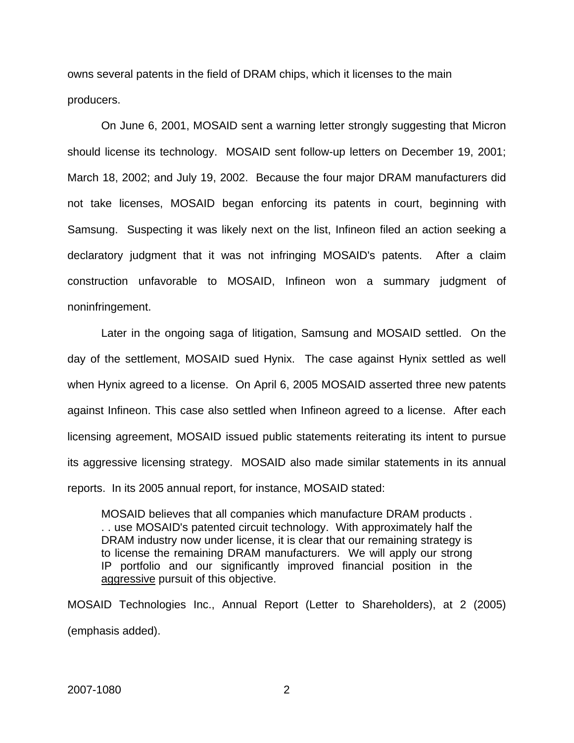owns several patents in the field of DRAM chips, which it licenses to the main producers.

On June 6, 2001, MOSAID sent a warning letter strongly suggesting that Micron should license its technology. MOSAID sent follow-up letters on December 19, 2001; March 18, 2002; and July 19, 2002. Because the four major DRAM manufacturers did not take licenses, MOSAID began enforcing its patents in court, beginning with Samsung. Suspecting it was likely next on the list, Infineon filed an action seeking a declaratory judgment that it was not infringing MOSAID's patents. After a claim construction unfavorable to MOSAID, Infineon won a summary judgment of noninfringement.

Later in the ongoing saga of litigation, Samsung and MOSAID settled. On the day of the settlement, MOSAID sued Hynix. The case against Hynix settled as well when Hynix agreed to a license. On April 6, 2005 MOSAID asserted three new patents against Infineon. This case also settled when Infineon agreed to a license. After each licensing agreement, MOSAID issued public statements reiterating its intent to pursue its aggressive licensing strategy. MOSAID also made similar statements in its annual reports. In its 2005 annual report, for instance, MOSAID stated:

> MOSAID believes that all companies which manufacture DRAM products . . . use MOSAID's patented circuit technology. With approximately half the DRAM industry now under license, it is clear that our remaining strategy is to license the remaining DRAM manufacturers. We will apply our strong IP portfolio and our significantly improved financial position in the <u>aggressive</u> pursuit of this objective.

MOSAID Technologies Inc., Annual Report (Letter to Shareholders), at 2 (2005) (emphasis added).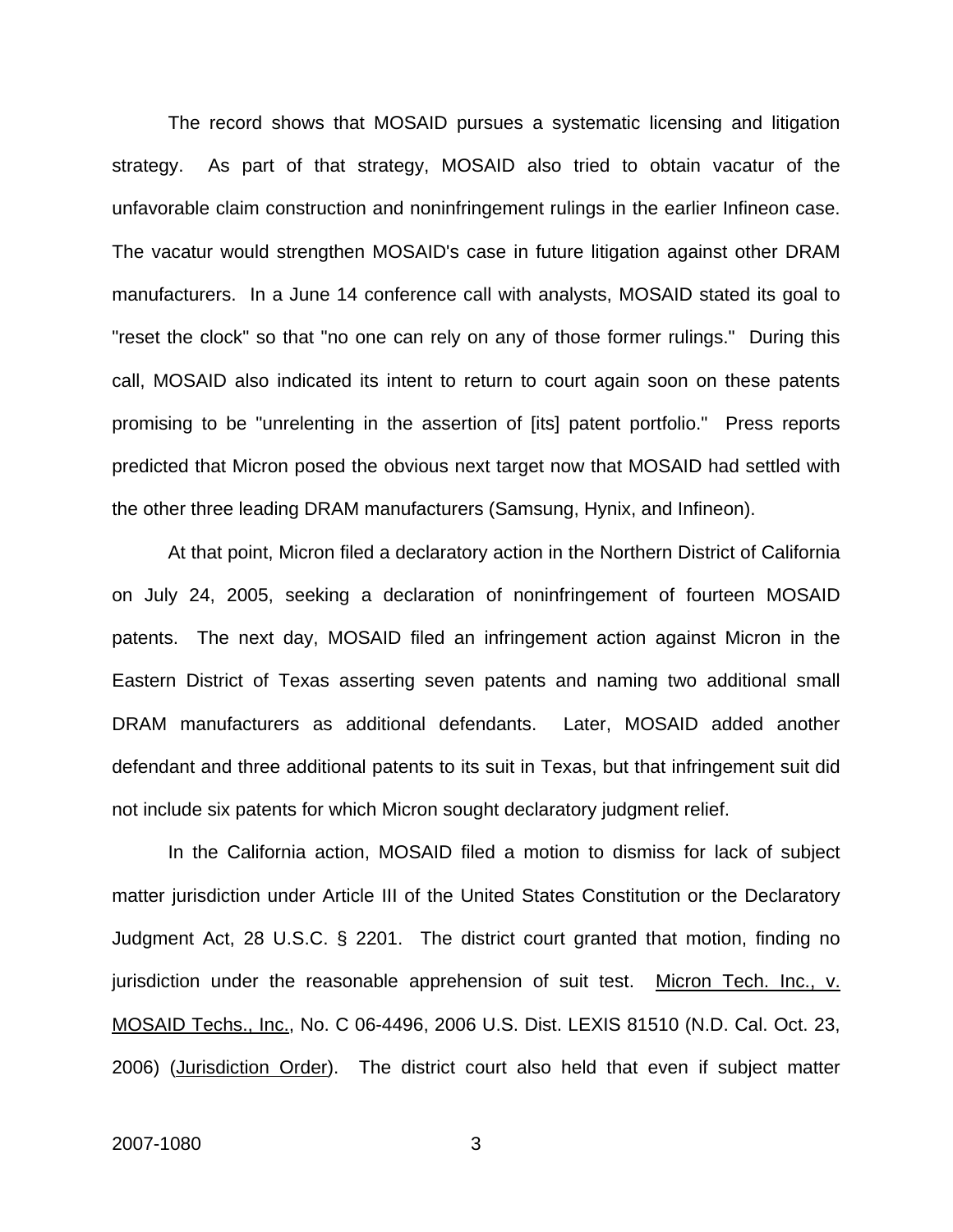The record shows that MOSAID pursues a systematic licensing and litigation strategy. As part of that strategy, MOSAID also tried to obtain vacatur of the unfavorable claim construction and noninfringement rulings in the earlier Infineon case. The vacatur would strengthen MOSAID's case in future litigation against other DRAM manufacturers. In a June 14 conference call with analysts, MOSAID stated its goal to "reset the clock" so that "no one can rely on any of those former rulings." During this call, MOSAID also indicated its intent to return to court again soon on these patents promising to be "unrelenting in the assertion of [its] patent portfolio." Press reports predicted that Micron posed the obvious next target now that MOSAID had settled with the other three leading DRAM manufacturers (Samsung, Hynix, and Infineon).

At that point, Micron filed a declaratory action in the Northern District of California on July 24, 2005, seeking a declaration of noninfringement of fourteen MOSAID patents. The next day, MOSAID filed an infringement action against Micron in the Eastern District of Texas asserting seven patents and naming two additional small DRAM manufacturers as additional defendants. Later, MOSAID added another defendant and three additional patents to its suit in Texas, but that infringement suit did not include six patents for which Micron sought declaratory judgment relief.

In the California action, MOSAID filed a motion to dismiss for lack of subject matter jurisdiction under Article III of the United States Constitution or the Declaratory Judgment Act, 28 U.S.C. § 2201. The district court granted that motion, finding no jurisdiction under the reasonable apprehension of suit test. <u>Micron Tech. Inc., v. MOSAID Techs., Inc.</u>, No. C 06-4496, 2006 U.S. Dist. LEXIS 81510 (N.D. Cal. Oct. 23, 2006) (<u>Jurisdiction Order</u>). The district court also held that even if subject matter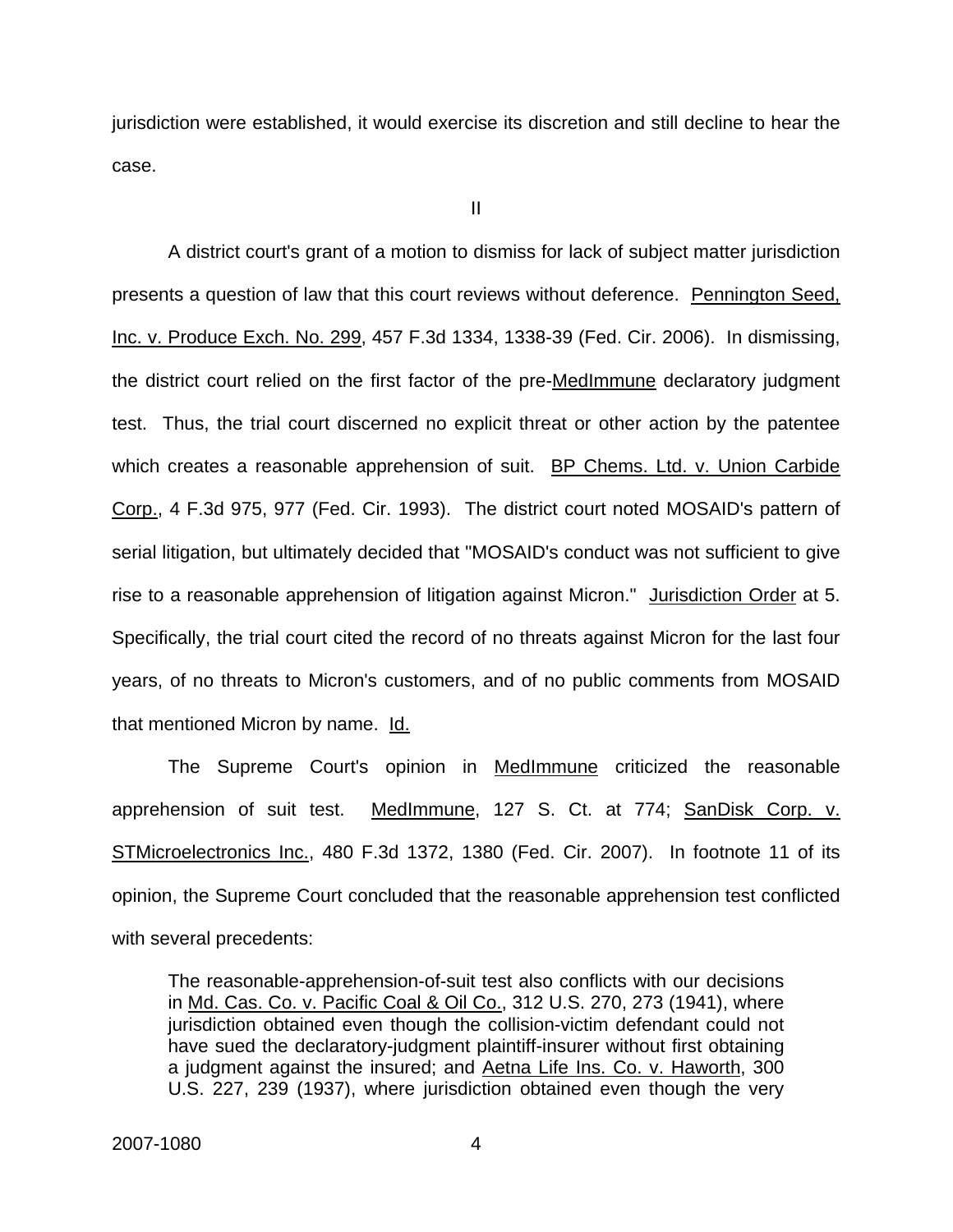jurisdiction were established, it would exercise its discretion and still decline to hear the case.

## II

A district court's grant of a motion to dismiss for lack of subject matter jurisdiction presents a question of law that this court reviews without deference. Pennington Seed, Inc. v. Produce Exch. No. 299, 457 F.3d 1334, 1338-39 (Fed. Cir. 2006). In dismissing, the district court relied on the first factor of the pre-MedImmune declaratory judgment test. Thus, the trial court discerned no explicit threat or other action by the patentee which creates a reasonable apprehension of suit. BP Chems. Ltd. v. Union Carbide Corp., 4 F.3d 975, 977 (Fed. Cir. 1993). The district court noted MOSAID's pattern of serial litigation, but ultimately decided that "MOSAID's conduct was not sufficient to give rise to a reasonable apprehension of litigation against Micron." Jurisdiction Order at 5. Specifically, the trial court cited the record of no threats against Micron for the last four years, of no threats to Micron's customers, and of no public comments from MOSAID that mentioned Micron by name. Id.

The Supreme Court's opinion in MedImmune criticized the reasonable apprehension of suit test. MedImmune, 127 S. Ct. at 774; SanDisk Corp. v. STMicroelectronics Inc., 480 F.3d 1372, 1380 (Fed. Cir. 2007). In footnote 11 of its opinion, the Supreme Court concluded that the reasonable apprehension test conflicted with several precedents:

> The reasonable-apprehension-of-suit test also conflicts with our decisions in Md. Cas. Co. v. Pacific Coal & Oil Co., 312 U.S. 270, 273 (1941), where jurisdiction obtained even though the collision-victim defendant could not have sued the declaratory-judgment plaintiff-insurer without first obtaining a judgment against the insured; and Aetna Life Ins. Co. v. Haworth, 300 U.S. 227, 239 (1937), where jurisdiction obtained even though the very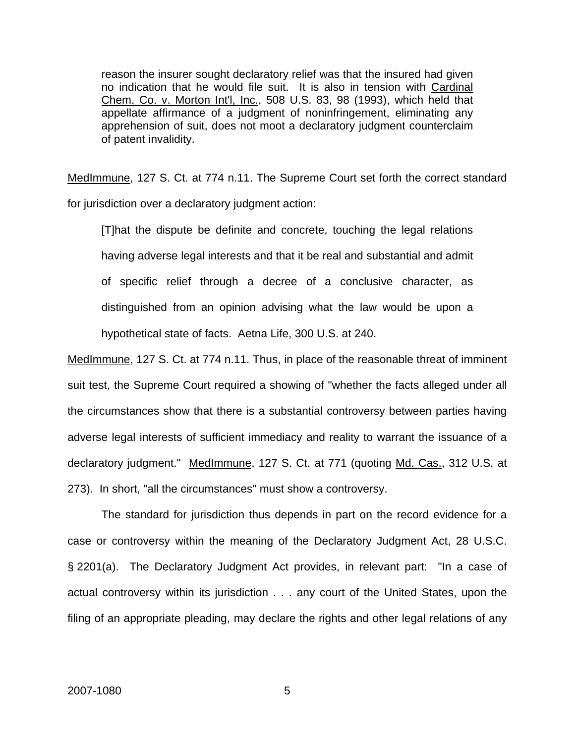> reason the insurer sought declaratory relief was that the insured had given no indication that he would file suit. It is also in tension with Cardinal Chem. Co. v. Morton Int'l, Inc., 508 U.S. 83, 98 (1993), which held that appellate affirmance of a judgment of noninfringement, eliminating any apprehension of suit, does not moot a declaratory judgment counterclaim of patent invalidity.

MedImmune, 127 S. Ct. at 774 n.11. The Supreme Court set forth the correct standard for jurisdiction over a declaratory judgment action:

> [T]hat the dispute be definite and concrete, touching the legal relations having adverse legal interests and that it be real and substantial and admit of specific relief through a decree of a conclusive character, as distinguished from an opinion advising what the law would be upon a hypothetical state of facts. Aetna Life, 300 U.S. at 240.

MedImmune, 127 S. Ct. at 774 n.11. Thus, in place of the reasonable threat of imminent suit test, the Supreme Court required a showing of "whether the facts alleged under all the circumstances show that there is a substantial controversy between parties having adverse legal interests of sufficient immediacy and reality to warrant the issuance of a declaratory judgment." MedImmune, 127 S. Ct. at 771 (quoting Md. Cas., 312 U.S. at 273). In short, "all the circumstances" must show a controversy.

The standard for jurisdiction thus depends in part on the record evidence for a case or controversy within the meaning of the Declaratory Judgment Act, 28 U.S.C. § 2201(a). The Declaratory Judgment Act provides, in relevant part: "In a case of actual controversy within its jurisdiction . . . any court of the United States, upon the filing of an appropriate pleading, may declare the rights and other legal relations of any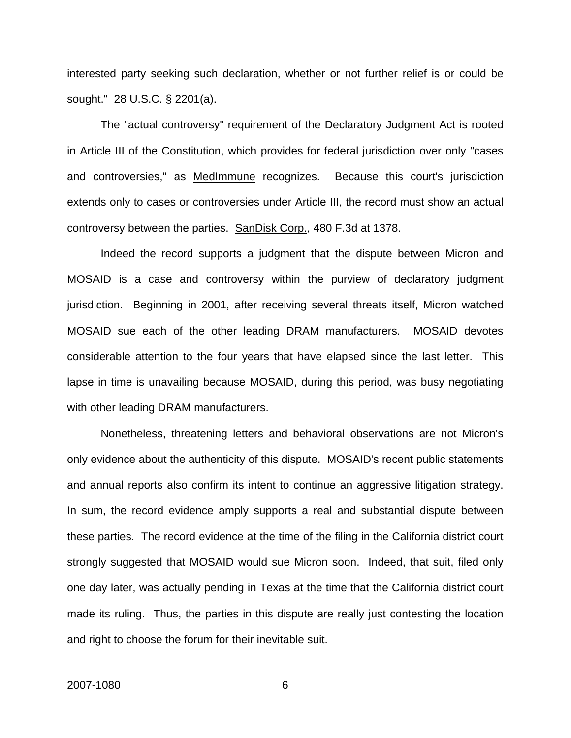interested party seeking such declaration, whether or not further relief is or could be sought." 28 U.S.C. § 2201(a).

The "actual controversy" requirement of the Declaratory Judgment Act is rooted in Article III of the Constitution, which provides for federal jurisdiction over only "cases and controversies," as MedImmune recognizes. Because this court's jurisdiction extends only to cases or controversies under Article III, the record must show an actual controversy between the parties. SanDisk Corp., 480 F.3d at 1378.

Indeed the record supports a judgment that the dispute between Micron and MOSAID is a case and controversy within the purview of declaratory judgment jurisdiction. Beginning in 2001, after receiving several threats itself, Micron watched MOSAID sue each of the other leading DRAM manufacturers. MOSAID devotes considerable attention to the four years that have elapsed since the last letter. This lapse in time is unavailing because MOSAID, during this period, was busy negotiating with other leading DRAM manufacturers.

Nonetheless, threatening letters and behavioral observations are not Micron's only evidence about the authenticity of this dispute. MOSAID's recent public statements and annual reports also confirm its intent to continue an aggressive litigation strategy. In sum, the record evidence amply supports a real and substantial dispute between these parties. The record evidence at the time of the filing in the California district court strongly suggested that MOSAID would sue Micron soon. Indeed, that suit, filed only one day later, was actually pending in Texas at the time that the California district court made its ruling. Thus, the parties in this dispute are really just contesting the location and right to choose the forum for their inevitable suit.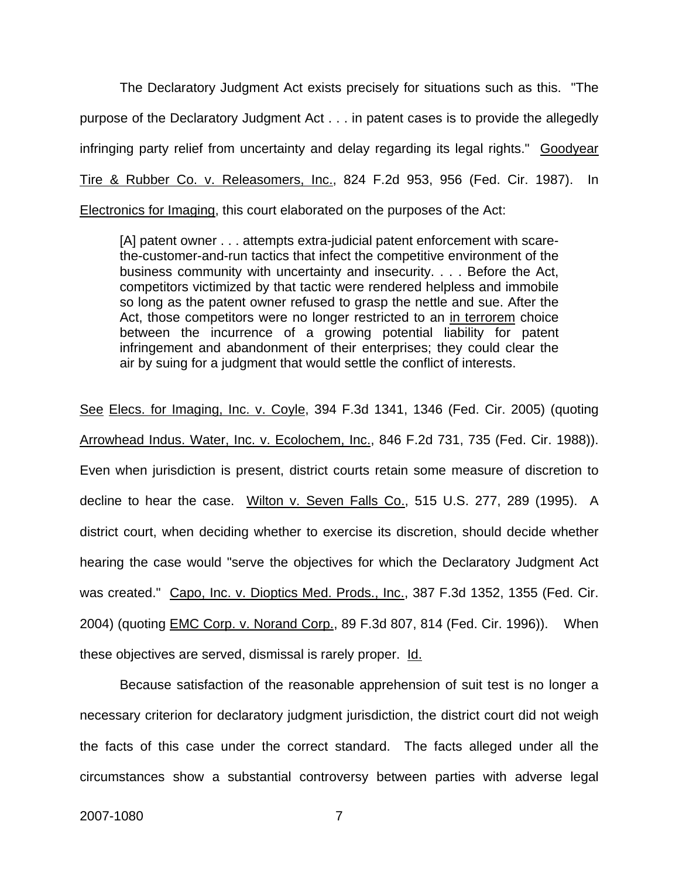The Declaratory Judgment Act exists precisely for situations such as this. "The purpose of the Declaratory Judgment Act . . . in patent cases is to provide the allegedly infringing party relief from uncertainty and delay regarding its legal rights." Goodyear Tire & Rubber Co. v. Releasomers, Inc., 824 F.2d 953, 956 (Fed. Cir. 1987). In Electronics for Imaging, this court elaborated on the purposes of the Act:

> [A] patent owner . . . attempts extra-judicial patent enforcement with scare-the-customer-and-run tactics that infect the competitive environment of the business community with uncertainty and insecurity. . . . Before the Act, competitors victimized by that tactic were rendered helpless and immobile so long as the patent owner refused to grasp the nettle and sue. After the Act, those competitors were no longer restricted to an in terrorem choice between the incurrence of a growing potential liability for patent infringement and abandonment of their enterprises; they could clear the air by suing for a judgment that would settle the conflict of interests.

See Elecs. for Imaging, Inc. v. Coyle, 394 F.3d 1341, 1346 (Fed. Cir. 2005) (quoting Arrowhead Indus. Water, Inc. v. Ecolochem, Inc., 846 F.2d 731, 735 (Fed. Cir. 1988)). Even when jurisdiction is present, district courts retain some measure of discretion to decline to hear the case. Wilton v. Seven Falls Co., 515 U.S. 277, 289 (1995). A district court, when deciding whether to exercise its discretion, should decide whether hearing the case would "serve the objectives for which the Declaratory Judgment Act was created." Capo, Inc. v. Dioptics Med. Prods., Inc., 387 F.3d 1352, 1355 (Fed. Cir. 2004) (quoting EMC Corp. v. Norand Corp., 89 F.3d 807, 814 (Fed. Cir. 1996)). When these objectives are served, dismissal is rarely proper. Id.

Because satisfaction of the reasonable apprehension of suit test is no longer a necessary criterion for declaratory judgment jurisdiction, the district court did not weigh the facts of this case under the correct standard. The facts alleged under all the circumstances show a substantial controversy between parties with adverse legal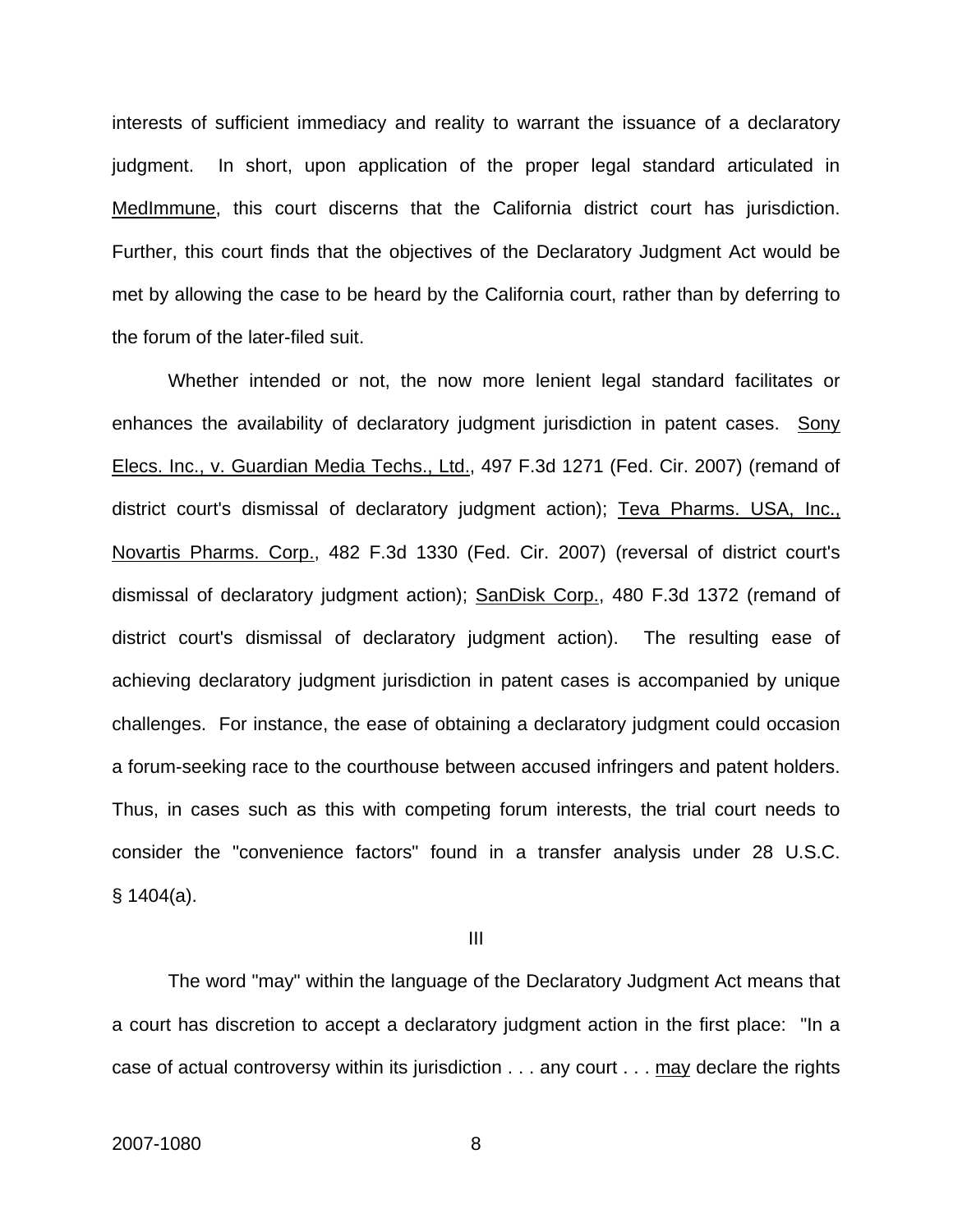interests of sufficient immediacy and reality to warrant the issuance of a declaratory judgment. In short, upon application of the proper legal standard articulated in MedImmune, this court discerns that the California district court has jurisdiction. Further, this court finds that the objectives of the Declaratory Judgment Act would be met by allowing the case to be heard by the California court, rather than by deferring to the forum of the later-filed suit.

Whether intended or not, the now more lenient legal standard facilitates or enhances the availability of declaratory judgment jurisdiction in patent cases. Sony Elecs. Inc., v. Guardian Media Techs., Ltd., 497 F.3d 1271 (Fed. Cir. 2007) (remand of district court's dismissal of declaratory judgment action); Teva Pharms. USA, Inc., Novartis Pharms. Corp., 482 F.3d 1330 (Fed. Cir. 2007) (reversal of district court's dismissal of declaratory judgment action); SanDisk Corp., 480 F.3d 1372 (remand of district court's dismissal of declaratory judgment action). The resulting ease of achieving declaratory judgment jurisdiction in patent cases is accompanied by unique challenges. For instance, the ease of obtaining a declaratory judgment could occasion a forum-seeking race to the courthouse between accused infringers and patent holders. Thus, in cases such as this with competing forum interests, the trial court needs to consider the "convenience factors" found in a transfer analysis under 28 U.S.C. § 1404(a).

III

The word "may" within the language of the Declaratory Judgment Act means that a court has discretion to accept a declaratory judgment action in the first place: "In a case of actual controversy within its jurisdiction . . . any court . . . may declare the rights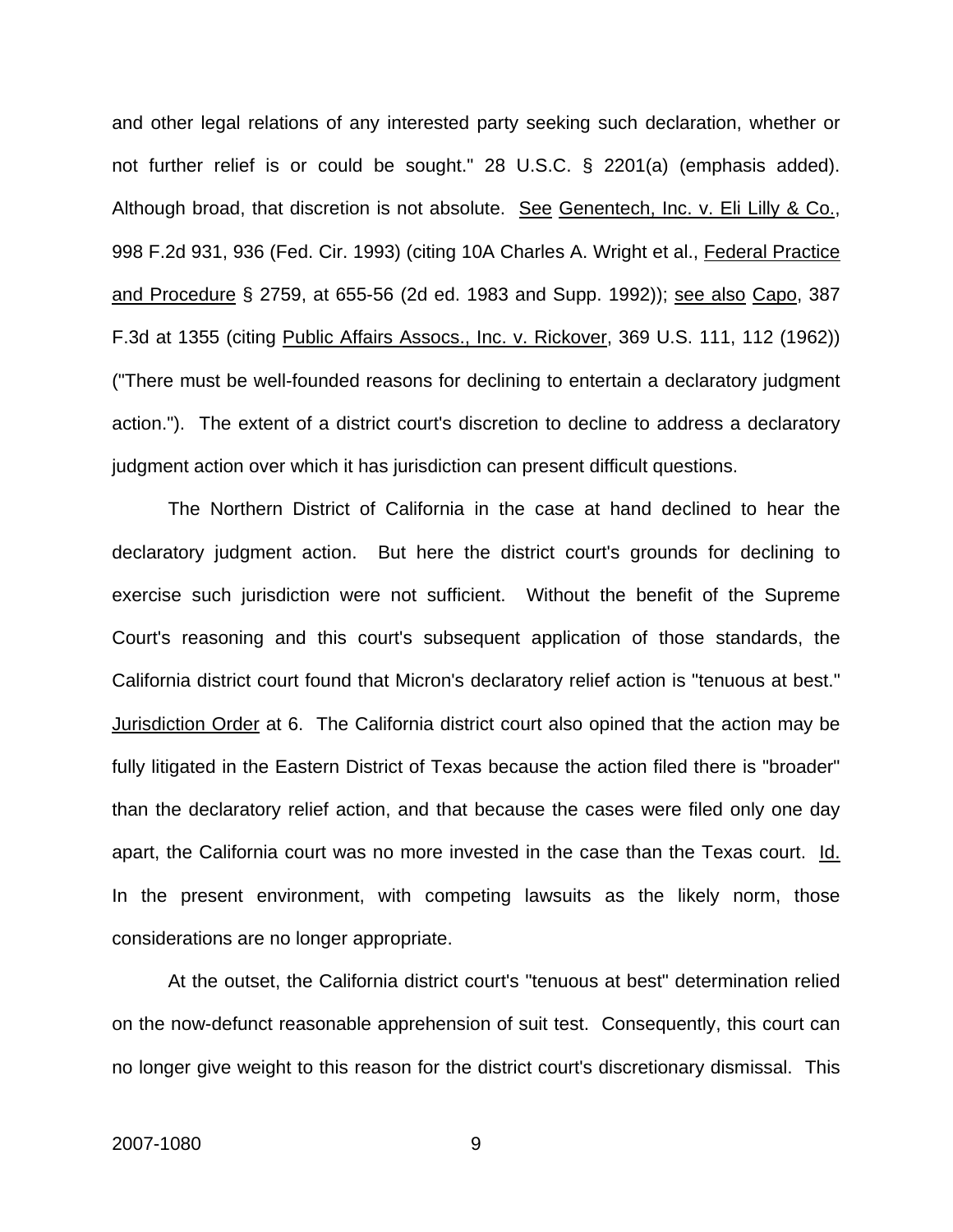and other legal relations of any interested party seeking such declaration, whether or not further relief is or could be sought." 28 U.S.C. § 2201(a) (emphasis added). Although broad, that discretion is not absolute. See Genentech, Inc. v. Eli Lilly & Co., 998 F.2d 931, 936 (Fed. Cir. 1993) (citing 10A Charles A. Wright et al., Federal Practice and Procedure § 2759, at 655-56 (2d ed. 1983 and Supp. 1992)); see also Capo, 387 F.3d at 1355 (citing Public Affairs Assocs., Inc. v. Rickover, 369 U.S. 111, 112 (1962)) ("There must be well-founded reasons for declining to entertain a declaratory judgment action."). The extent of a district court's discretion to decline to address a declaratory judgment action over which it has jurisdiction can present difficult questions.

The Northern District of California in the case at hand declined to hear the declaratory judgment action. But here the district court's grounds for declining to exercise such jurisdiction were not sufficient. Without the benefit of the Supreme Court's reasoning and this court's subsequent application of those standards, the California district court found that Micron's declaratory relief action is "tenuous at best." Jurisdiction Order at 6. The California district court also opined that the action may be fully litigated in the Eastern District of Texas because the action filed there is "broader" than the declaratory relief action, and that because the cases were filed only one day apart, the California court was no more invested in the case than the Texas court. Id. In the present environment, with competing lawsuits as the likely norm, those considerations are no longer appropriate.

At the outset, the California district court's "tenuous at best" determination relied on the now-defunct reasonable apprehension of suit test. Consequently, this court can no longer give weight to this reason for the district court's discretionary dismissal. This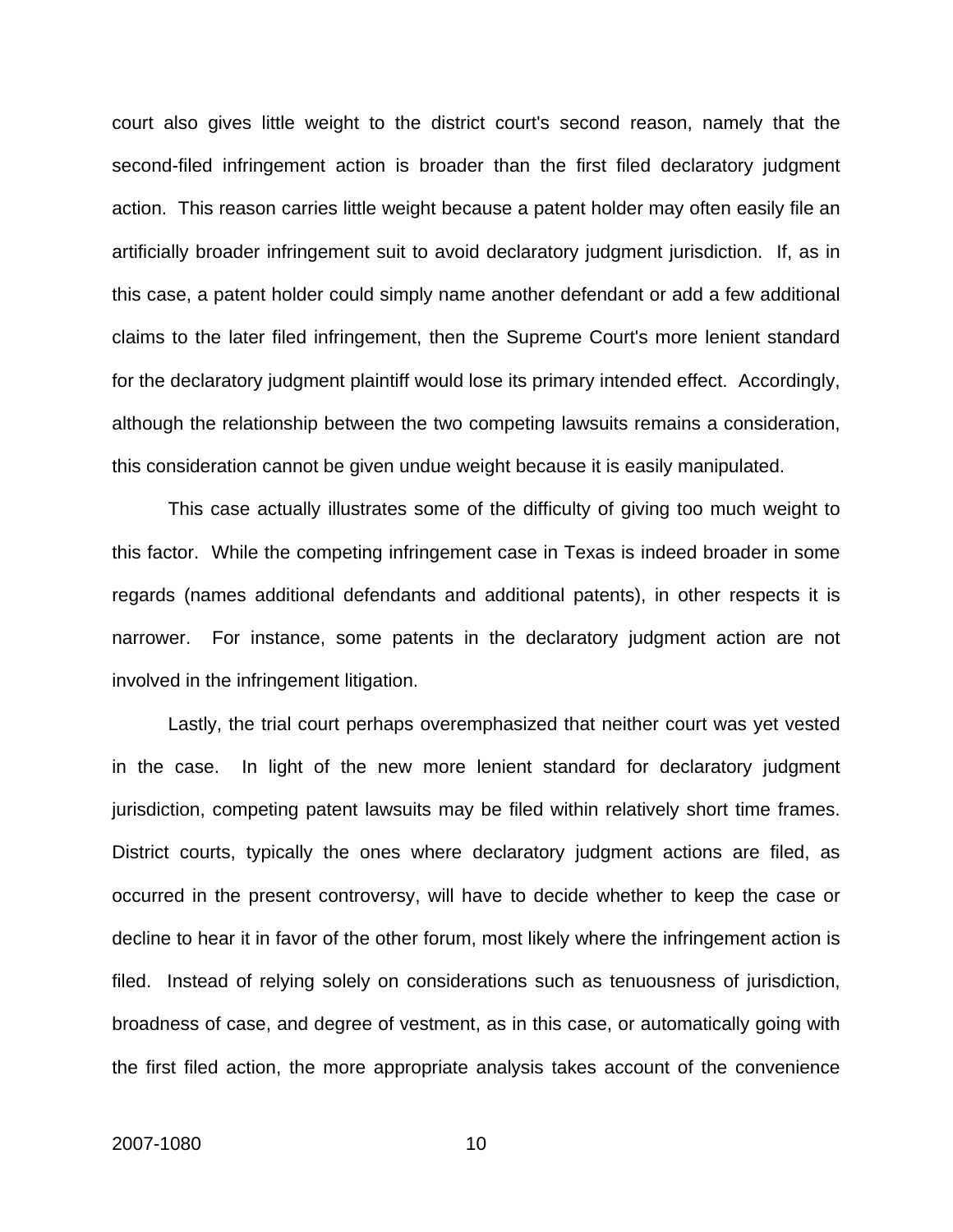court also gives little weight to the district court's second reason, namely that the second-filed infringement action is broader than the first filed declaratory judgment action. This reason carries little weight because a patent holder may often easily file an artificially broader infringement suit to avoid declaratory judgment jurisdiction. If, as in this case, a patent holder could simply name another defendant or add a few additional claims to the later filed infringement, then the Supreme Court's more lenient standard for the declaratory judgment plaintiff would lose its primary intended effect. Accordingly, although the relationship between the two competing lawsuits remains a consideration, this consideration cannot be given undue weight because it is easily manipulated.

This case actually illustrates some of the difficulty of giving too much weight to this factor. While the competing infringement case in Texas is indeed broader in some regards (names additional defendants and additional patents), in other respects it is narrower. For instance, some patents in the declaratory judgment action are not involved in the infringement litigation.

Lastly, the trial court perhaps overemphasized that neither court was yet vested in the case. In light of the new more lenient standard for declaratory judgment jurisdiction, competing patent lawsuits may be filed within relatively short time frames. District courts, typically the ones where declaratory judgment actions are filed, as occurred in the present controversy, will have to decide whether to keep the case or decline to hear it in favor of the other forum, most likely where the infringement action is filed. Instead of relying solely on considerations such as tenuousness of jurisdiction, broadness of case, and degree of vestment, as in this case, or automatically going with the first filed action, the more appropriate analysis takes account of the convenience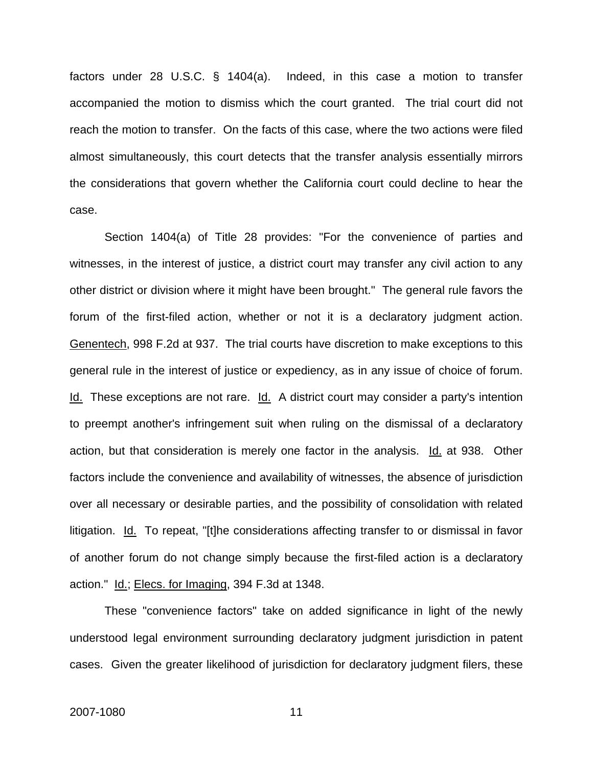factors under 28 U.S.C. § 1404(a). Indeed, in this case a motion to transfer accompanied the motion to dismiss which the court granted. The trial court did not reach the motion to transfer. On the facts of this case, where the two actions were filed almost simultaneously, this court detects that the transfer analysis essentially mirrors the considerations that govern whether the California court could decline to hear the case.

Section 1404(a) of Title 28 provides: "For the convenience of parties and witnesses, in the interest of justice, a district court may transfer any civil action to any other district or division where it might have been brought." The general rule favors the forum of the first-filed action, whether or not it is a declaratory judgment action. Genentech, 998 F.2d at 937. The trial courts have discretion to make exceptions to this general rule in the interest of justice or expediency, as in any issue of choice of forum. Id. These exceptions are not rare. Id. A district court may consider a party's intention to preempt another's infringement suit when ruling on the dismissal of a declaratory action, but that consideration is merely one factor in the analysis. Id. at 938. Other factors include the convenience and availability of witnesses, the absence of jurisdiction over all necessary or desirable parties, and the possibility of consolidation with related litigation. Id. To repeat, "[t]he considerations affecting transfer to or dismissal in favor of another forum do not change simply because the first-filed action is a declaratory action." Id.; Elecs. for Imaging, 394 F.3d at 1348.

These "convenience factors" take on added significance in light of the newly understood legal environment surrounding declaratory judgment jurisdiction in patent cases. Given the greater likelihood of jurisdiction for declaratory judgment filers, these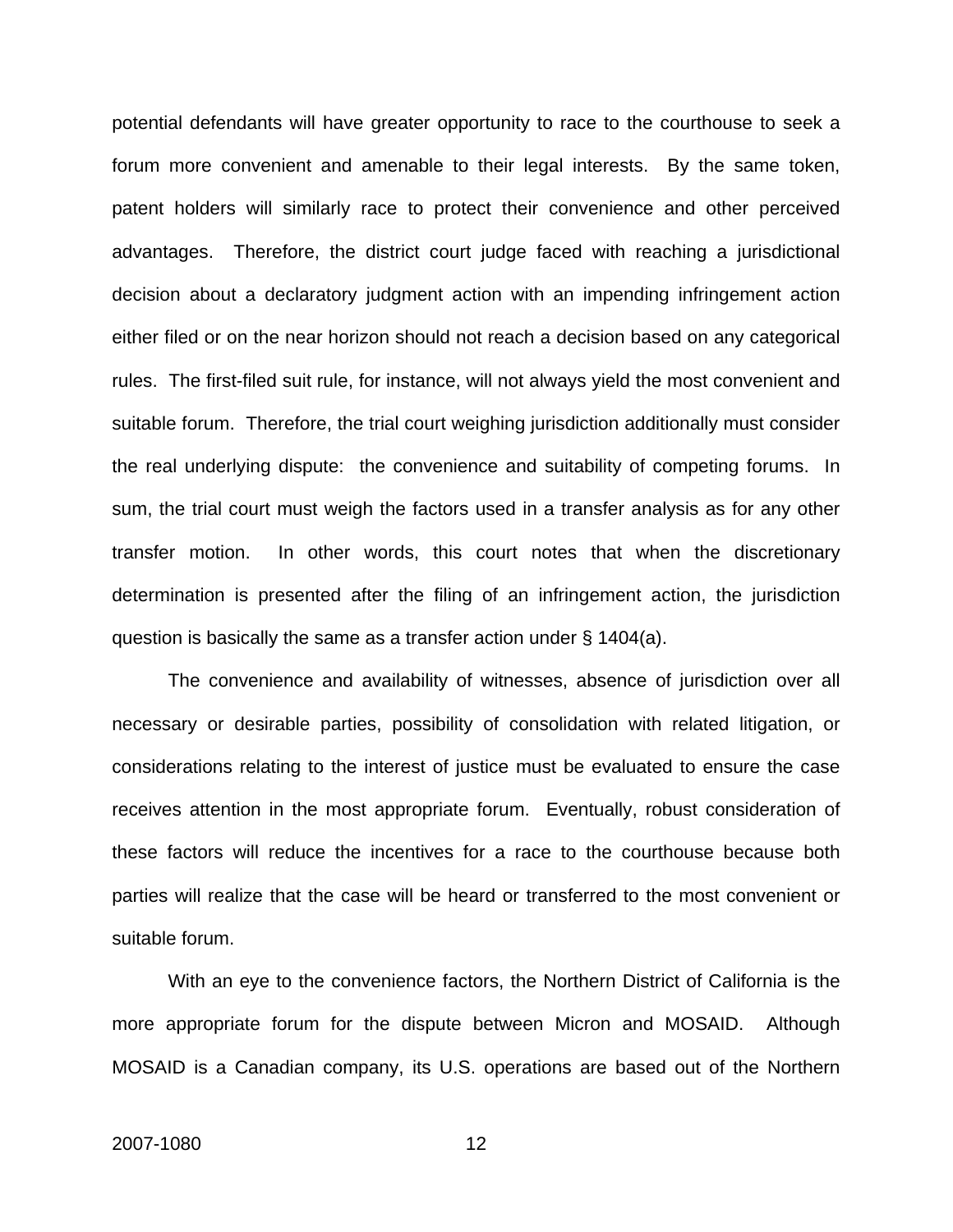potential defendants will have greater opportunity to race to the courthouse to seek a forum more convenient and amenable to their legal interests. By the same token, patent holders will similarly race to protect their convenience and other perceived advantages. Therefore, the district court judge faced with reaching a jurisdictional decision about a declaratory judgment action with an impending infringement action either filed or on the near horizon should not reach a decision based on any categorical rules. The first-filed suit rule, for instance, will not always yield the most convenient and suitable forum. Therefore, the trial court weighing jurisdiction additionally must consider the real underlying dispute: the convenience and suitability of competing forums. In sum, the trial court must weigh the factors used in a transfer analysis as for any other transfer motion. In other words, this court notes that when the discretionary determination is presented after the filing of an infringement action, the jurisdiction question is basically the same as a transfer action under § 1404(a).

The convenience and availability of witnesses, absence of jurisdiction over all necessary or desirable parties, possibility of consolidation with related litigation, or considerations relating to the interest of justice must be evaluated to ensure the case receives attention in the most appropriate forum. Eventually, robust consideration of these factors will reduce the incentives for a race to the courthouse because both parties will realize that the case will be heard or transferred to the most convenient or suitable forum.

With an eye to the convenience factors, the Northern District of California is the more appropriate forum for the dispute between Micron and MOSAID. Although MOSAID is a Canadian company, its U.S. operations are based out of the Northern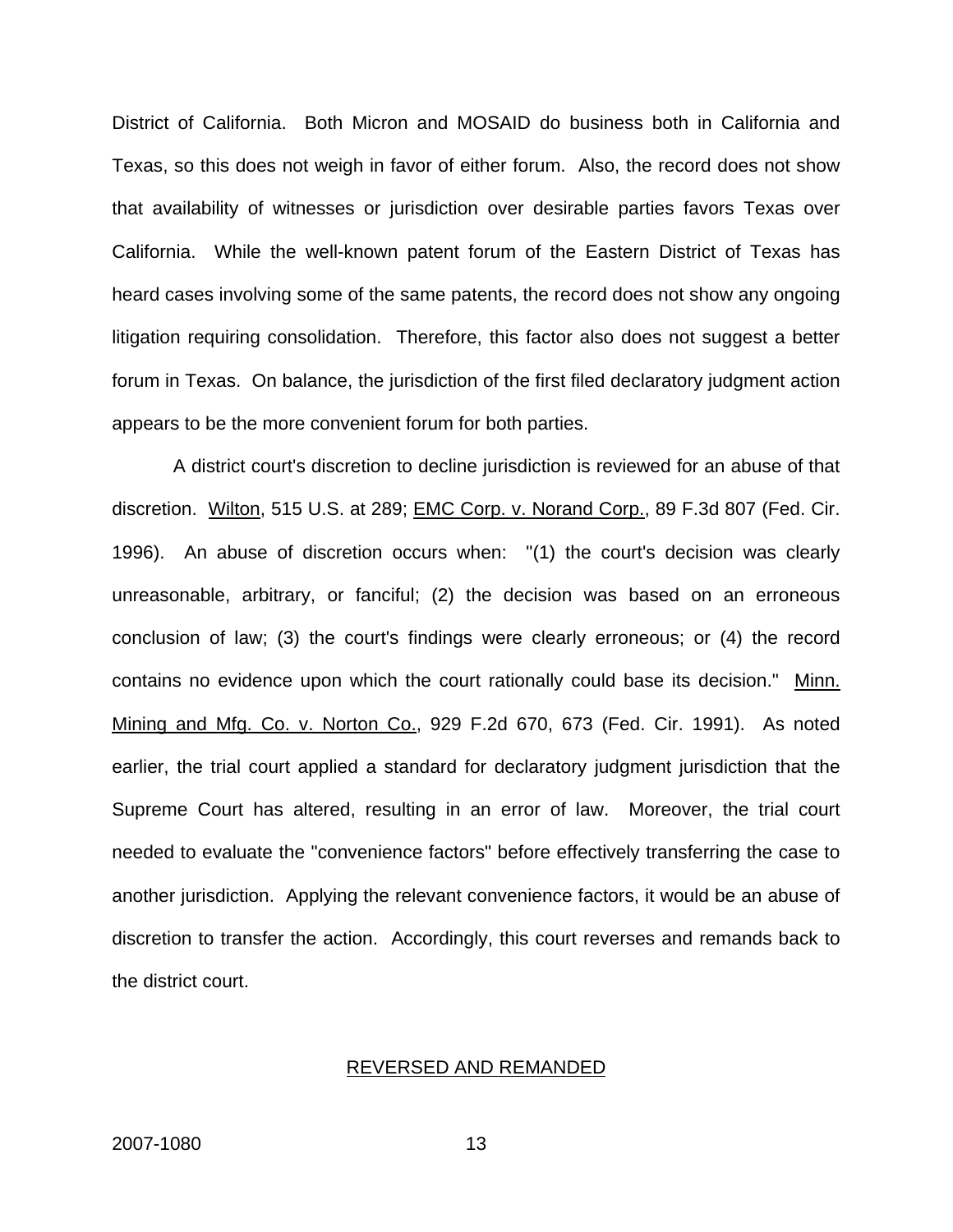District of California. Both Micron and MOSAID do business both in California and Texas, so this does not weigh in favor of either forum. Also, the record does not show that availability of witnesses or jurisdiction over desirable parties favors Texas over California. While the well-known patent forum of the Eastern District of Texas has heard cases involving some of the same patents, the record does not show any ongoing litigation requiring consolidation. Therefore, this factor also does not suggest a better forum in Texas. On balance, the jurisdiction of the first filed declaratory judgment action appears to be the more convenient forum for both parties.

A district court's discretion to decline jurisdiction is reviewed for an abuse of that discretion. Wilton, 515 U.S. at 289; EMC Corp. v. Norand Corp., 89 F.3d 807 (Fed. Cir. 1996). An abuse of discretion occurs when: "(1) the court's decision was clearly unreasonable, arbitrary, or fanciful; (2) the decision was based on an erroneous conclusion of law; (3) the court's findings were clearly erroneous; or (4) the record contains no evidence upon which the court rationally could base its decision." Minn. Mining and Mfg. Co. v. Norton Co., 929 F.2d 670, 673 (Fed. Cir. 1991). As noted earlier, the trial court applied a standard for declaratory judgment jurisdiction that the Supreme Court has altered, resulting in an error of law. Moreover, the trial court needed to evaluate the "convenience factors" before effectively transferring the case to another jurisdiction. Applying the relevant convenience factors, it would be an abuse of discretion to transfer the action. Accordingly, this court reverses and remands back to the district court.

REVERSED AND REMANDED